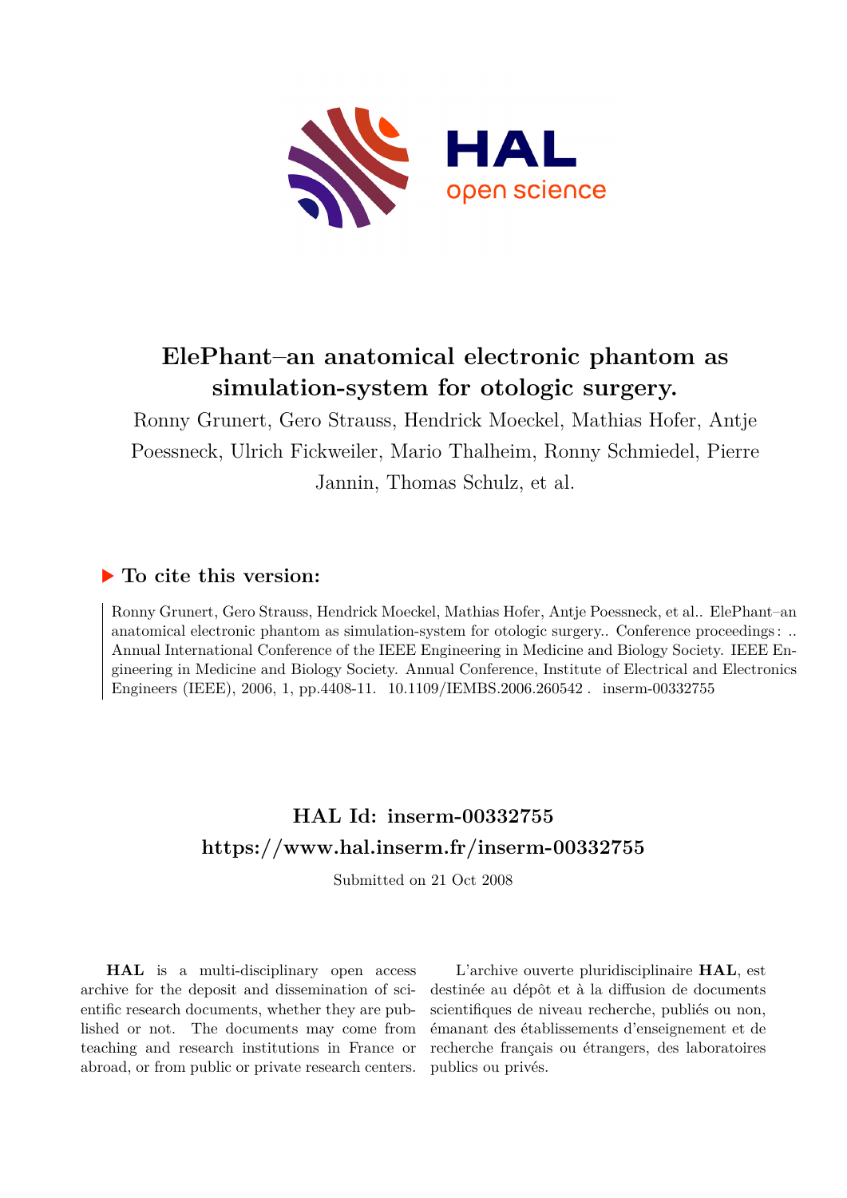# ElePhant–an anatomical electronic phantom as simulation-system for otologic surgery.

Ronny Grunert, Gero Strauss, Hendrick Moeckel, Mathias Hofer, Antje Poessneck, Ulrich Fickweiler, Mario Thalheim, Ronny Schmiedel, Pierre Jannin, Thomas Schulz, et al.

## ▶ To cite this version:

Ronny Grunert, Gero Strauss, Hendrick Moeckel, Mathias Hofer, Antje Poessneck, et al.. ElePhant–an anatomical electronic phantom as simulation-system for otologic surgery.. Conference proceedings : .. Annual International Conference of the IEEE Engineering in Medicine and Biology Society. IEEE Engineering in Medicine and Biology Society. Annual Conference, Institute of Electrical and Electronics Engineers (IEEE), 2006, 1, pp.4408-11. 10.1109/IEMBS.2006.260542 . inserm-00332755

## HAL Id: inserm-00332755

## https://www.hal.inserm.fr/inserm-00332755

Submitted on 21 Oct 2008

**HAL** is a multi-disciplinary open access archive for the deposit and dissemination of scientific research documents, whether they are published or not. The documents may come from teaching and research institutions in France or abroad, or from public or private research centers.

L'archive ouverte pluridisciplinaire **HAL**, est destinée au dépôt et à la diffusion de documents scientifiques de niveau recherche, publiés ou non, émanant des établissements d'enseignement et de recherche français ou étrangers, des laboratoires publics ou privés.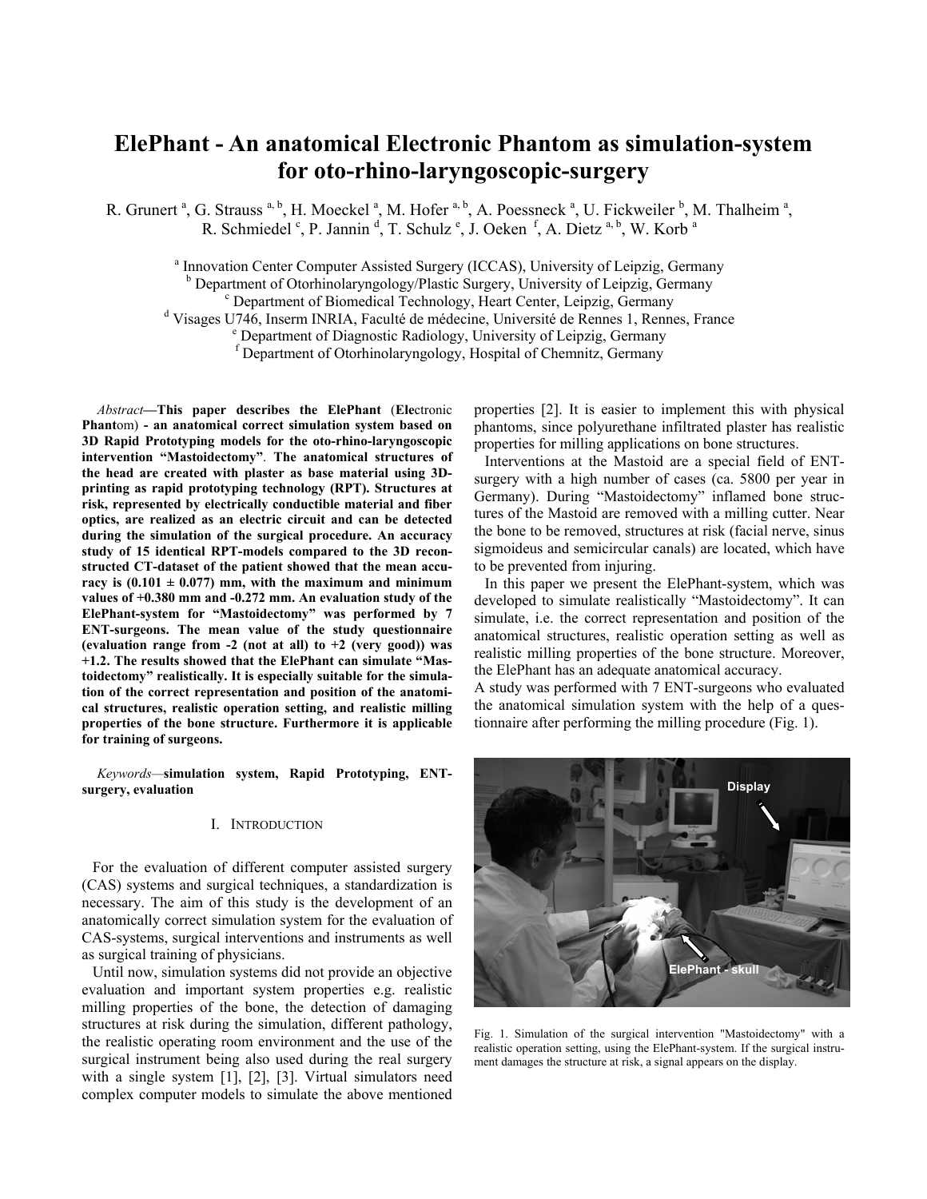# ElePhant - An anatomical Electronic Phantom as simulation-system for oto-rhino-laryngoscopic-surgery

R. Grunert [a], G. Strauss [a, b], H. Moeckel [a], M. Hofer [a, b], A. Poessneck [a], U. Fickweiler [b], M. Thalheim [a], R. Schmiedel [c], P. Jannin [d], T. Schulz [e], J. Oeken [f], A. Dietz [a, b], W. Korb [a]

[a] Innovation Center Computer Assisted Surgery (ICCAS), University of Leipzig, Germany
[b] Department of Otorhinolaryngology/Plastic Surgery, University of Leipzig, Germany
[c] Department of Biomedical Technology, Heart Center, Leipzig, Germany
[d] Visages U746, Inserm INRIA, Faculté de médecine, Université de Rennes 1, Rennes, France
[e] Department of Diagnostic Radiology, University of Leipzig, Germany
[f] Department of Otorhinolaryngology, Hospital of Chemnitz, Germany

*Abstract*—**This paper describes the ElePhant (Electronic Phantom) - an anatomical correct simulation system based on 3D Rapid Prototyping models for the oto-rhino-laryngoscopic intervention "Mastoidectomy". The anatomical structures of the head are created with plaster as base material using 3D-printing as rapid prototyping technology (RPT). Structures at risk, represented by electrically conductible material and fiber optics, are realized as an electric circuit and can be detected during the simulation of the surgical procedure. An accuracy study of 15 identical RPT-models compared to the 3D reconstructed CT-dataset of the patient showed that the mean accuracy is (0.101 ± 0.077) mm, with the maximum and minimum values of +0.380 mm and -0.272 mm. An evaluation study of the ElePhant-system for "Mastoidectomy" was performed by 7 ENT-surgeons. The mean value of the study questionnaire (evaluation range from -2 (not at all) to +2 (very good)) was +1.2. The results showed that the ElePhant can simulate "Mastoidectomy" realistically. It is especially suitable for the simulation of the correct representation and position of the anatomical structures, realistic operation setting, and realistic milling properties of the bone structure. Furthermore it is applicable for training of surgeons.**

*Keywords*—**simulation system, Rapid Prototyping, ENT-surgery, evaluation**

## I. Introduction

For the evaluation of different computer assisted surgery (CAS) systems and surgical techniques, a standardization is necessary. The aim of this study is the development of an anatomically correct simulation system for the evaluation of CAS-systems, surgical interventions and instruments as well as surgical training of physicians.

Until now, simulation systems did not provide an objective evaluation and important system properties e.g. realistic milling properties of the bone, the detection of damaging structures at risk during the simulation, different pathology, the realistic operating room environment and the use of the surgical instrument being also used during the real surgery with a single system [1], [2], [3]. Virtual simulators need complex computer models to simulate the above mentioned properties [2]. It is easier to implement this with physical phantoms, since polyurethane infiltrated plaster has realistic properties for milling applications on bone structures.

Interventions at the Mastoid are a special field of ENT-surgery with a high number of cases (ca. 5800 per year in Germany). During "Mastoidectomy" inflamed bone structures of the Mastoid are removed with a milling cutter. Near the bone to be removed, structures at risk (facial nerve, sinus sigmoideus and semicircular canals) are located, which have to be prevented from injuring.

In this paper we present the ElePhant-system, which was developed to simulate realistically "Mastoidectomy". It can simulate, i.e. the correct representation and position of the anatomical structures, realistic operation setting as well as realistic milling properties of the bone structure. Moreover, the ElePhant has an adequate anatomical accuracy.

A study was performed with 7 ENT-surgeons who evaluated the anatomical simulation system with the help of a questionnaire after performing the milling procedure (Fig. 1).

Fig. 1. Simulation of the surgical intervention "Mastoidectomy" with a realistic operation setting, using the ElePhant-system. If the surgical instrument damages the structure at risk, a signal appears on the display.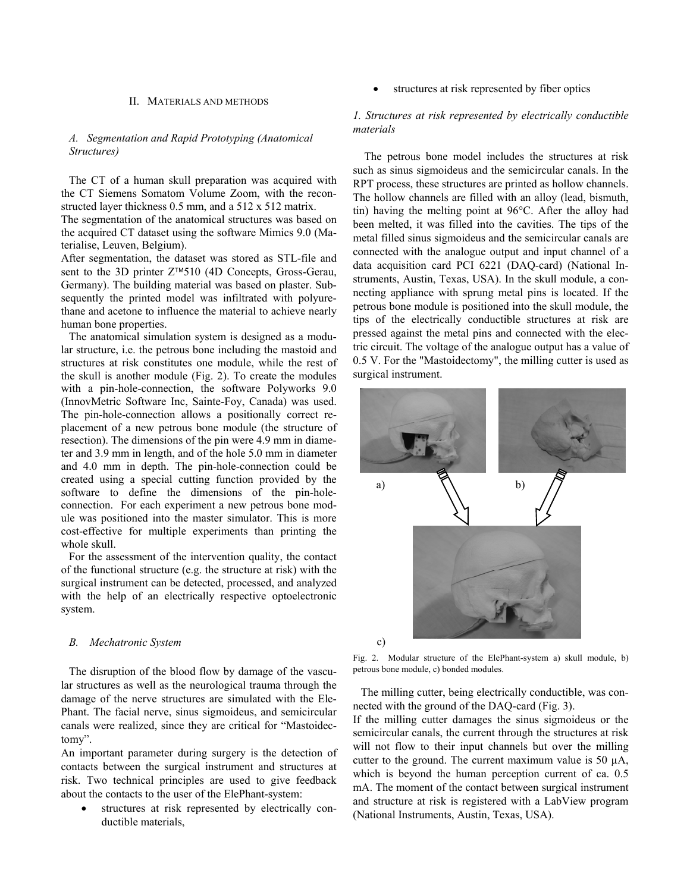## II. Materials and Methods

### A. Segmentation and Rapid Prototyping (Anatomical Structures)

The CT of a human skull preparation was acquired with the CT Siemens Somatom Volume Zoom, with the reconstructed layer thickness 0.5 mm, and a 512 x 512 matrix.
The segmentation of the anatomical structures was based on the acquired CT dataset using the software Mimics 9.0 (Materialise, Leuven, Belgium).
After segmentation, the dataset was stored as STL-file and sent to the 3D printer Z™510 (4D Concepts, Gross-Gerau, Germany). The building material was based on plaster. Subsequently the printed model was infiltrated with polyurethane and acetone to influence the material to achieve nearly human bone properties.

The anatomical simulation system is designed as a modular structure, i.e. the petrous bone including the mastoid and structures at risk constitutes one module, while the rest of the skull is another module (Fig. 2). To create the modules with a pin-hole-connection, the software Polyworks 9.0 (InnovMetric Software Inc, Sainte-Foy, Canada) was used. The pin-hole-connection allows a positionally correct replacement of a new petrous bone module (the structure of resection). The dimensions of the pin were 4.9 mm in diameter and 3.9 mm in length, and of the hole 5.0 mm in diameter and 4.0 mm in depth. The pin-hole-connection could be created using a special cutting function provided by the software to define the dimensions of the pin-hole-connection. For each experiment a new petrous bone module was positioned into the master simulator. This is more cost-effective for multiple experiments than printing the whole skull.

For the assessment of the intervention quality, the contact of the functional structure (e.g. the structure at risk) with the surgical instrument can be detected, processed, and analyzed with the help of an electrically respective optoelectronic system.

### B. Mechatronic System

The disruption of the blood flow by damage of the vascular structures as well as the neurological trauma through the damage of the nerve structures are simulated with the ElePhant. The facial nerve, sinus sigmoideus, and semicircular canals were realized, since they are critical for "Mastoidectomy".

An important parameter during surgery is the detection of contacts between the surgical instrument and structures at risk. Two technical principles are used to give feedback about the contacts to the user of the ElePhant-system:

- structures at risk represented by electrically conductible materials,
- structures at risk represented by fiber optics

#### *1. Structures at risk represented by electrically conductible materials*

The petrous bone model includes the structures at risk such as sinus sigmoideus and the semicircular canals. In the RPT process, these structures are printed as hollow channels. The hollow channels are filled with an alloy (lead, bismuth, tin) having the melting point at 96°C. After the alloy had been melted, it was filled into the cavities. The tips of the metal filled sinus sigmoideus and the semicircular canals are connected with the analogue output and input channel of a data acquisition card PCI 6221 (DAQ-card) (National Instruments, Austin, Texas, USA). In the skull module, a connecting appliance with sprung metal pins is located. If the petrous bone module is positioned into the skull module, the tips of the electrically conductible structures at risk are pressed against the metal pins and connected with the electric circuit. The voltage of the analogue output has a value of 0.5 V. For the "Mastoidectomy", the milling cutter is used as surgical instrument.

Fig. 2. Modular structure of the ElePhant-system a) skull module, b) petrous bone module, c) bonded modules.

The milling cutter, being electrically conductible, was connected with the ground of the DAQ-card (Fig. 3).

If the milling cutter damages the sinus sigmoideus or the semicircular canals, the current through the structures at risk will not flow to their input channels but over the milling cutter to the ground. The current maximum value is 50 µA, which is beyond the human perception current of ca. 0.5 mA. The moment of the contact between surgical instrument and structure at risk is registered with a LabView program (National Instruments, Austin, Texas, USA).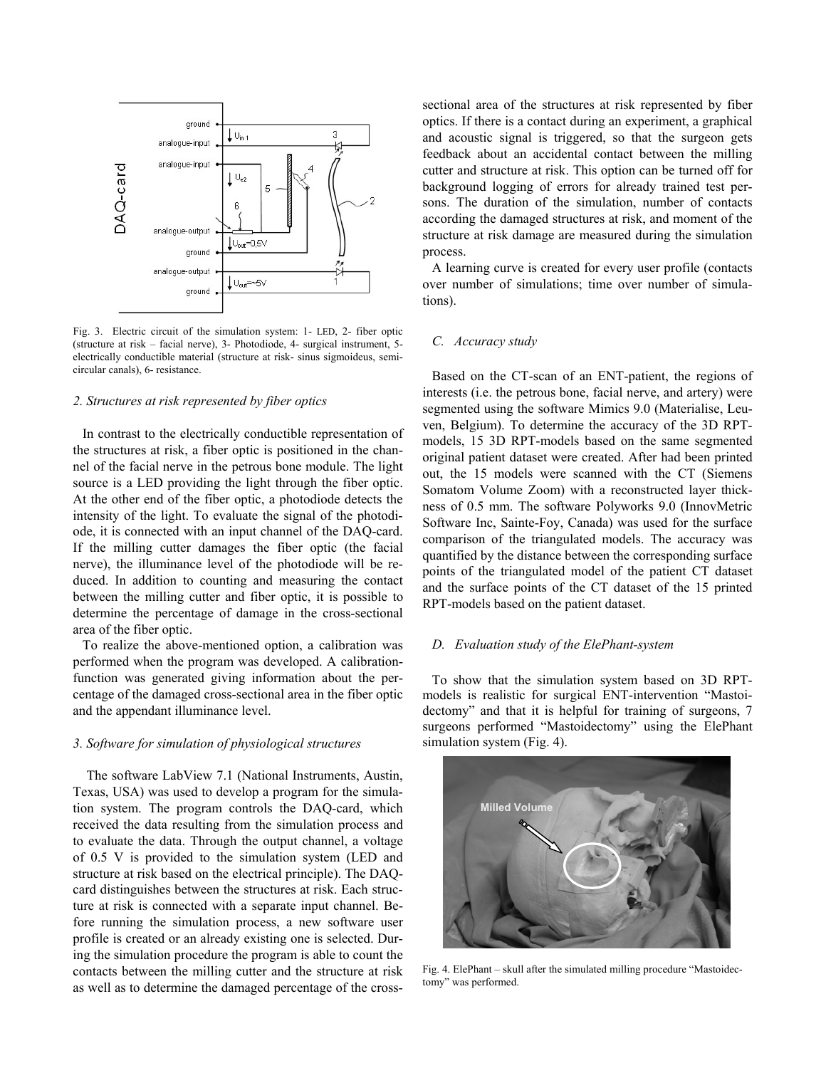Fig. 3. Electric circuit of the simulation system: 1- LED, 2- fiber optic (structure at risk – facial nerve), 3- Photodiode, 4- surgical instrument, 5- electrically conductible material (structure at risk- sinus sigmoideus, semicircular canals), 6- resistance.

### 2. Structures at risk represented by fiber optics

In contrast to the electrically conductible representation of the structures at risk, a fiber optic is positioned in the channel of the facial nerve in the petrous bone module. The light source is a LED providing the light through the fiber optic. At the other end of the fiber optic, a photodiode detects the intensity of the light. To evaluate the signal of the photodiode, it is connected with an input channel of the DAQ-card. If the milling cutter damages the fiber optic (the facial nerve), the illuminance level of the photodiode will be reduced. In addition to counting and measuring the contact between the milling cutter and fiber optic, it is possible to determine the percentage of damage in the cross-sectional area of the fiber optic.

To realize the above-mentioned option, a calibration was performed when the program was developed. A calibration-function was generated giving information about the percentage of the damaged cross-sectional area in the fiber optic and the appendant illuminance level.

### 3. Software for simulation of physiological structures

The software LabView 7.1 (National Instruments, Austin, Texas, USA) was used to develop a program for the simulation system. The program controls the DAQ-card, which received the data resulting from the simulation process and to evaluate the data. Through the output channel, a voltage of 0.5 V is provided to the simulation system (LED and structure at risk based on the electrical principle). The DAQ-card distinguishes between the structures at risk. Each structure at risk is connected with a separate input channel. Before running the simulation process, a new software user profile is created or an already existing one is selected. During the simulation procedure the program is able to count the contacts between the milling cutter and the structure at risk as well as to determine the damaged percentage of the cross-sectional area of the structures at risk represented by fiber optics. If there is a contact during an experiment, a graphical and acoustic signal is triggered, so that the surgeon gets feedback about an accidental contact between the milling cutter and structure at risk. This option can be turned off for background logging of errors for already trained test persons. The duration of the simulation, number of contacts according the damaged structures at risk, and moment of the structure at risk damage are measured during the simulation process.

A learning curve is created for every user profile (contacts over number of simulations; time over number of simulations).

## C. Accuracy study

Based on the CT-scan of an ENT-patient, the regions of interests (i.e. the petrous bone, facial nerve, and artery) were segmented using the software Mimics 9.0 (Materialise, Leuven, Belgium). To determine the accuracy of the 3D RPT-models, 15 3D RPT-models based on the same segmented original patient dataset were created. After had been printed out, the 15 models were scanned with the CT (Siemens Somatom Volume Zoom) with a reconstructed layer thickness of 0.5 mm. The software Polyworks 9.0 (InnovMetric Software Inc, Sainte-Foy, Canada) was used for the surface comparison of the triangulated models. The accuracy was quantified by the distance between the corresponding surface points of the triangulated model of the patient CT dataset and the surface points of the CT dataset of the 15 printed RPT-models based on the patient dataset.

## D. Evaluation study of the ElePhant-system

To show that the simulation system based on 3D RPT-models is realistic for surgical ENT-intervention "Mastoidectomy" and that it is helpful for training of surgeons, 7 surgeons performed "Mastoidectomy" using the ElePhant simulation system (Fig. 4).

Fig. 4. ElePhant – skull after the simulated milling procedure "Mastoidectomy" was performed.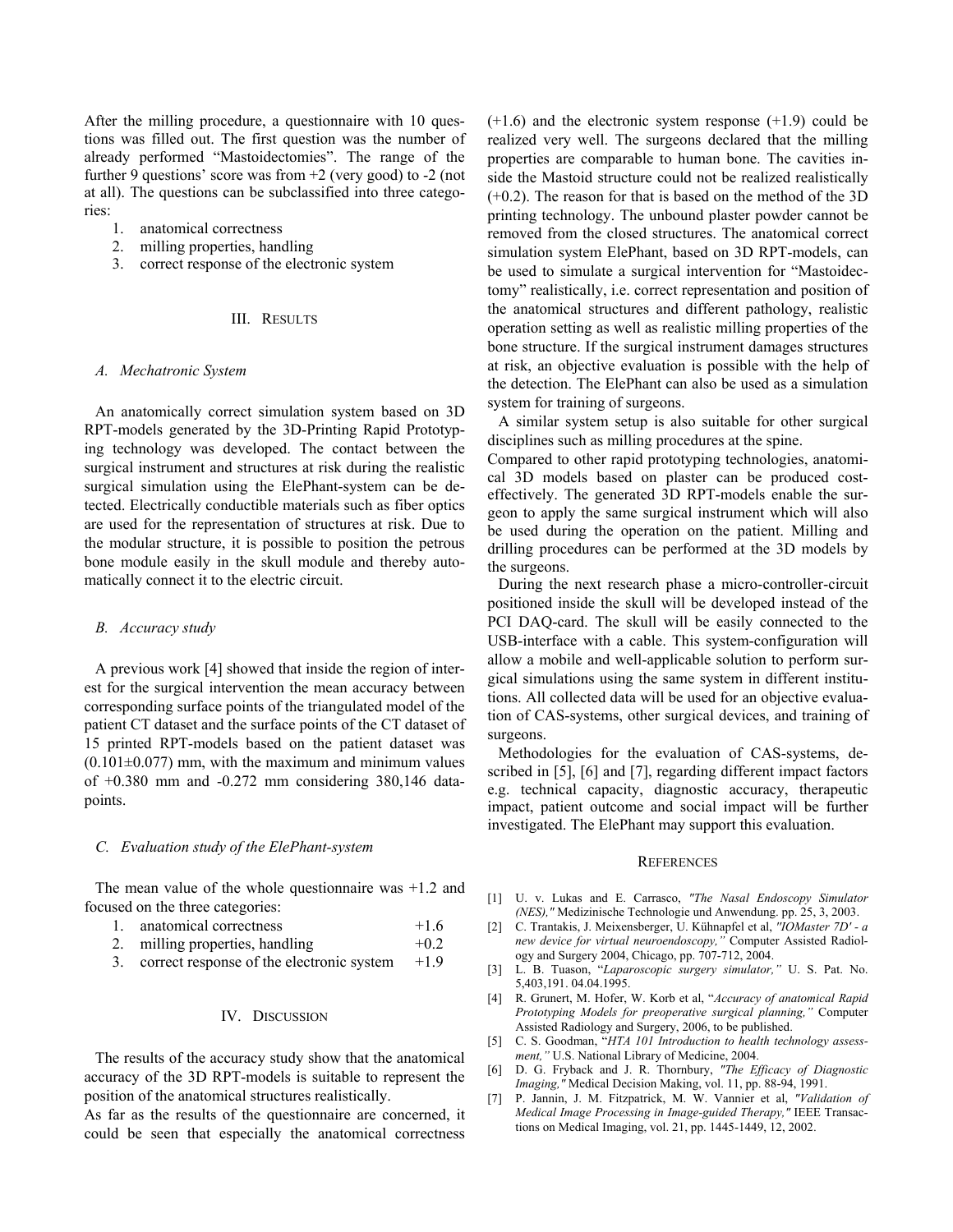After the milling procedure, a questionnaire with 10 questions was filled out. The first question was the number of already performed "Mastoidectomies". The range of the further 9 questions' score was from +2 (very good) to -2 (not at all). The questions can be subclassified into three categories:

1. anatomical correctness
2. milling properties, handling
3. correct response of the electronic system

## III. Results

### A. Mechatronic System

An anatomically correct simulation system based on 3D RPT-models generated by the 3D-Printing Rapid Prototyping technology was developed. The contact between the surgical instrument and structures at risk during the realistic surgical simulation using the ElePhant-system can be detected. Electrically conductible materials such as fiber optics are used for the representation of structures at risk. Due to the modular structure, it is possible to position the petrous bone module easily in the skull module and thereby automatically connect it to the electric circuit.

### B. Accuracy study

A previous work [4] showed that inside the region of interest for the surgical intervention the mean accuracy between corresponding surface points of the triangulated model of the patient CT dataset and the surface points of the CT dataset of 15 printed RPT-models based on the patient dataset was (0.101±0.077) mm, with the maximum and minimum values of +0.380 mm and -0.272 mm considering 380,146 datapoints.

### C. Evaluation study of the ElePhant-system

The mean value of the whole questionnaire was +1.2 and focused on the three categories:

1. anatomical correctness +1.6
2. milling properties, handling +0.2
3. correct response of the electronic system +1.9

## IV. Discussion

The results of the accuracy study show that the anatomical accuracy of the 3D RPT-models is suitable to represent the position of the anatomical structures realistically.

As far as the results of the questionnaire are concerned, it could be seen that especially the anatomical correctness (+1.6) and the electronic system response (+1.9) could be realized very well. The surgeons declared that the milling properties are comparable to human bone. The cavities inside the Mastoid structure could not be realized realistically (+0.2). The reason for that is based on the method of the 3D printing technology. The unbound plaster powder cannot be removed from the closed structures. The anatomical correct simulation system ElePhant, based on 3D RPT-models, can be used to simulate a surgical intervention for "Mastoidectomy" realistically, i.e. correct representation and position of the anatomical structures and different pathology, realistic operation setting as well as realistic milling properties of the bone structure. If the surgical instrument damages structures at risk, an objective evaluation is possible with the help of the detection. The ElePhant can also be used as a simulation system for training of surgeons.

A similar system setup is also suitable for other surgical disciplines such as milling procedures at the spine.

Compared to other rapid prototyping technologies, anatomical 3D models based on plaster can be produced cost-effectively. The generated 3D RPT-models enable the surgeon to apply the same surgical instrument which will also be used during the operation on the patient. Milling and drilling procedures can be performed at the 3D models by the surgeons.

During the next research phase a micro-controller-circuit positioned inside the skull will be developed instead of the PCI DAQ-card. The skull will be easily connected to the USB-interface with a cable. This system-configuration will allow a mobile and well-applicable solution to perform surgical simulations using the same system in different institutions. All collected data will be used for an objective evaluation of CAS-systems, other surgical devices, and training of surgeons.

Methodologies for the evaluation of CAS-systems, described in [5], [6] and [7], regarding different impact factors e.g. technical capacity, diagnostic accuracy, therapeutic impact, patient outcome and social impact will be further investigated. The ElePhant may support this evaluation.

## References

[1] U. v. Lukas and E. Carrasco, *"The Nasal Endoscopy Simulator (NES),"* Medizinische Technologie und Anwendung. pp. 25, 3, 2003.

[2] C. Trantakis, J. Meixensberger, U. Kühnapfel et al, *"IOMaster 7D' - a new device for virtual neuroendoscopy,"* Computer Assisted Radiology and Surgery 2004, Chicago, pp. 707-712, 2004.

[3] L. B. Tuason, "*Laparoscopic surgery simulator,"* U. S. Pat. No. 5,403,191. 04.04.1995.

[4] R. Grunert, M. Hofer, W. Korb et al, "*Accuracy of anatomical Rapid Prototyping Models for preoperative surgical planning,"* Computer Assisted Radiology and Surgery, 2006, to be published.

[5] C. S. Goodman, "*HTA 101 Introduction to health technology assessment,"* U.S. National Library of Medicine, 2004.

[6] D. G. Fryback and J. R. Thornbury, *"The Efficacy of Diagnostic Imaging,"* Medical Decision Making, vol. 11, pp. 88-94, 1991.

[7] P. Jannin, J. M. Fitzpatrick, M. W. Vannier et al, *"Validation of Medical Image Processing in Image-guided Therapy,"* IEEE Transactions on Medical Imaging, vol. 21, pp. 1445-1449, 12, 2002.